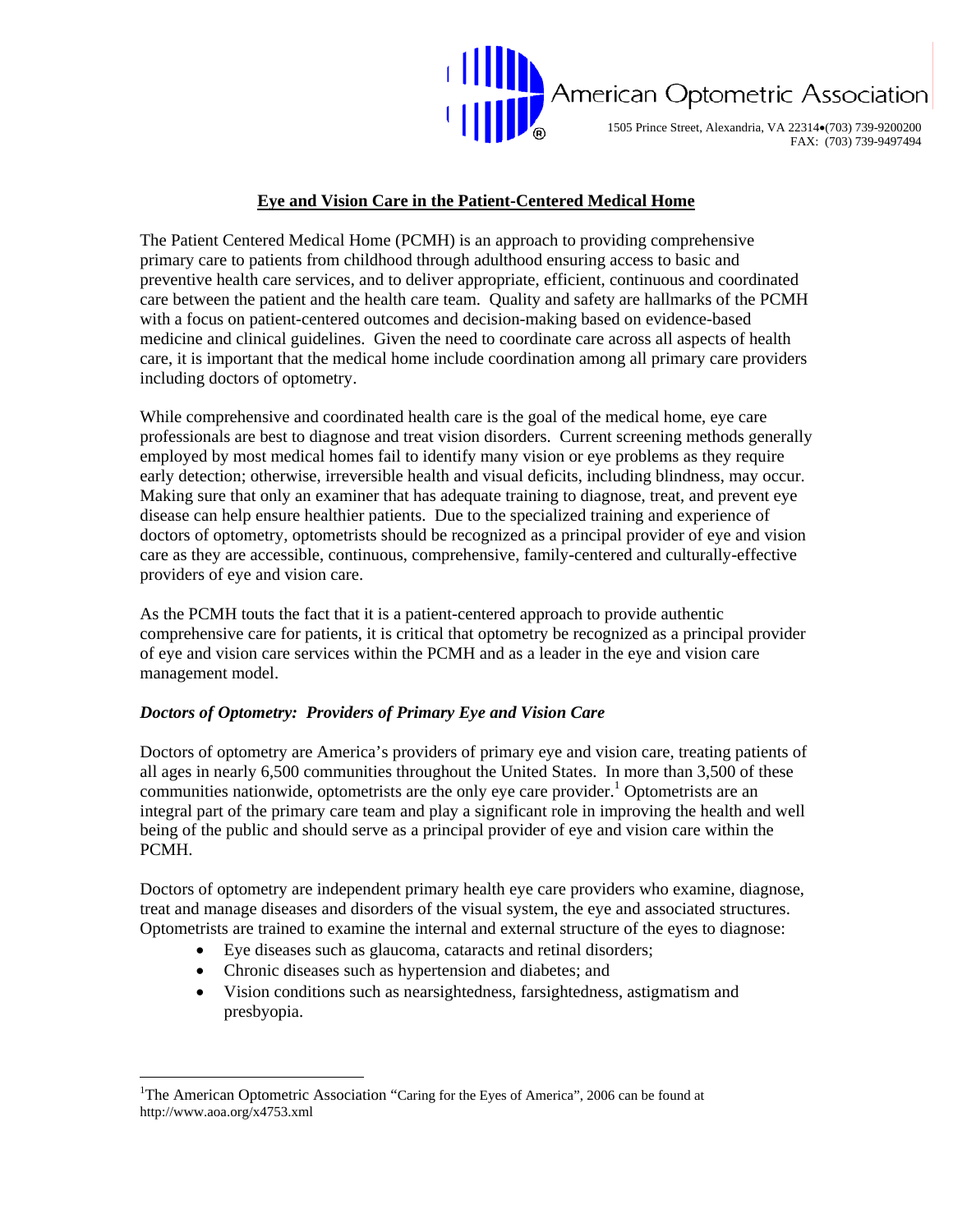American Optometric Association

1505 Prince Street, Alexandria, VA 22314•(703) 739-9200200
FAX: (703) 739-9497494

# Eye and Vision Care in the Patient-Centered Medical Home

The Patient Centered Medical Home (PCMH) is an approach to providing comprehensive primary care to patients from childhood through adulthood ensuring access to basic and preventive health care services, and to deliver appropriate, efficient, continuous and coordinated care between the patient and the health care team. Quality and safety are hallmarks of the PCMH with a focus on patient-centered outcomes and decision-making based on evidence-based medicine and clinical guidelines. Given the need to coordinate care across all aspects of health care, it is important that the medical home include coordination among all primary care providers including doctors of optometry.

While comprehensive and coordinated health care is the goal of the medical home, eye care professionals are best to diagnose and treat vision disorders. Current screening methods generally employed by most medical homes fail to identify many vision or eye problems as they require early detection; otherwise, irreversible health and visual deficits, including blindness, may occur. Making sure that only an examiner that has adequate training to diagnose, treat, and prevent eye disease can help ensure healthier patients. Due to the specialized training and experience of doctors of optometry, optometrists should be recognized as a principal provider of eye and vision care as they are accessible, continuous, comprehensive, family-centered and culturally-effective providers of eye and vision care.

As the PCMH touts the fact that it is a patient-centered approach to provide authentic comprehensive care for patients, it is critical that optometry be recognized as a principal provider of eye and vision care services within the PCMH and as a leader in the eye and vision care management model.

### *Doctors of Optometry: Providers of Primary Eye and Vision Care*

Doctors of optometry are America's providers of primary eye and vision care, treating patients of all ages in nearly 6,500 communities throughout the United States. In more than 3,500 of these communities nationwide, optometrists are the only eye care provider.[1] Optometrists are an integral part of the primary care team and play a significant role in improving the health and well being of the public and should serve as a principal provider of eye and vision care within the PCMH.

Doctors of optometry are independent primary health eye care providers who examine, diagnose, treat and manage diseases and disorders of the visual system, the eye and associated structures. Optometrists are trained to examine the internal and external structure of the eyes to diagnose:

- Eye diseases such as glaucoma, cataracts and retinal disorders;
- Chronic diseases such as hypertension and diabetes; and
- Vision conditions such as nearsightedness, farsightedness, astigmatism and presbyopia.

---

[1]The American Optometric Association "Caring for the Eyes of America", 2006 can be found at http://www.aoa.org/x4753.xml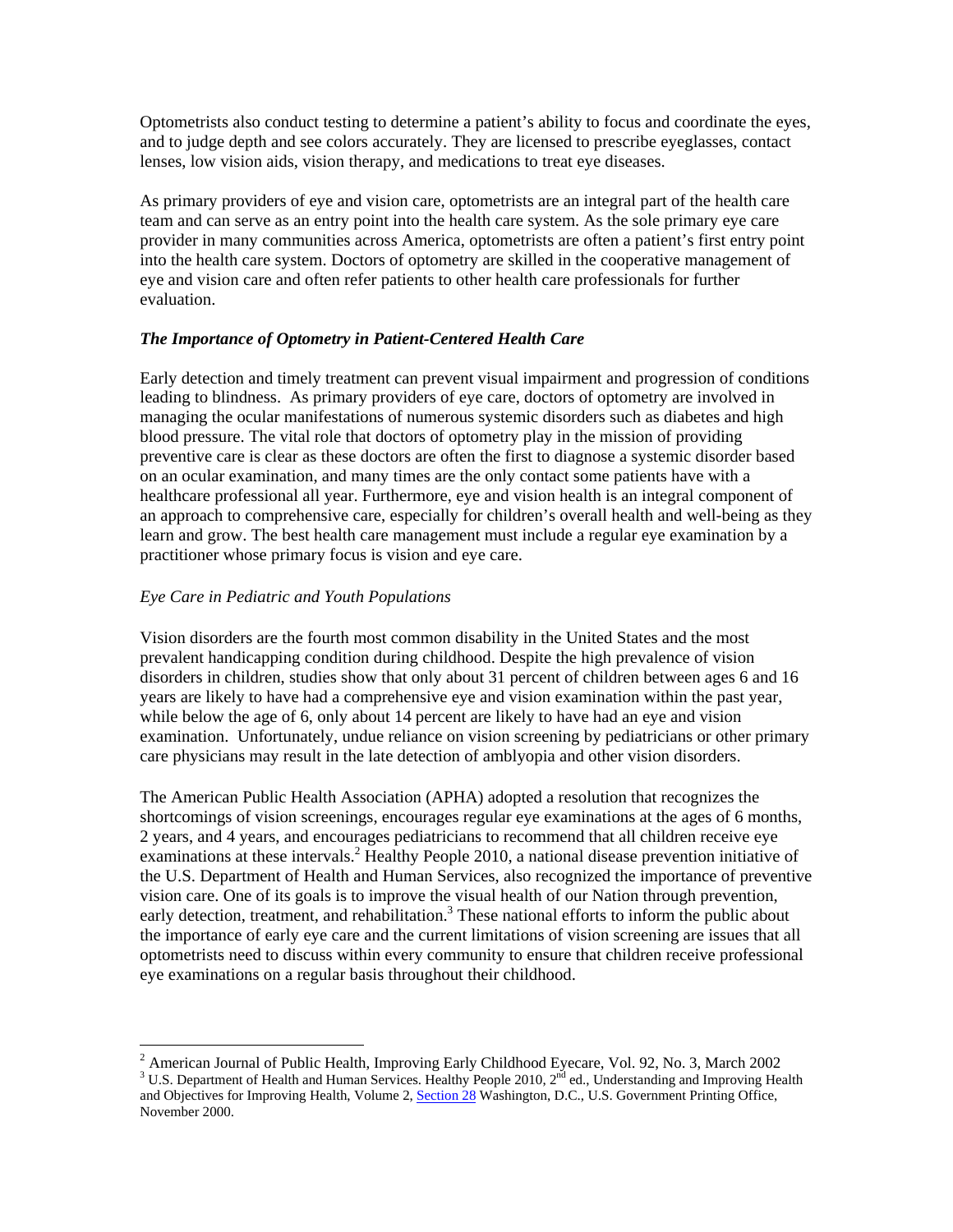Optometrists also conduct testing to determine a patient's ability to focus and coordinate the eyes, and to judge depth and see colors accurately. They are licensed to prescribe eyeglasses, contact lenses, low vision aids, vision therapy, and medications to treat eye diseases.

As primary providers of eye and vision care, optometrists are an integral part of the health care team and can serve as an entry point into the health care system. As the sole primary eye care provider in many communities across America, optometrists are often a patient's first entry point into the health care system. Doctors of optometry are skilled in the cooperative management of eye and vision care and often refer patients to other health care professionals for further evaluation.

### *The Importance of Optometry in Patient-Centered Health Care*

Early detection and timely treatment can prevent visual impairment and progression of conditions leading to blindness. As primary providers of eye care, doctors of optometry are involved in managing the ocular manifestations of numerous systemic disorders such as diabetes and high blood pressure. The vital role that doctors of optometry play in the mission of providing preventive care is clear as these doctors are often the first to diagnose a systemic disorder based on an ocular examination, and many times are the only contact some patients have with a healthcare professional all year. Furthermore, eye and vision health is an integral component of an approach to comprehensive care, especially for children's overall health and well-being as they learn and grow. The best health care management must include a regular eye examination by a practitioner whose primary focus is vision and eye care.

#### *Eye Care in Pediatric and Youth Populations*

Vision disorders are the fourth most common disability in the United States and the most prevalent handicapping condition during childhood. Despite the high prevalence of vision disorders in children, studies show that only about 31 percent of children between ages 6 and 16 years are likely to have had a comprehensive eye and vision examination within the past year, while below the age of 6, only about 14 percent are likely to have had an eye and vision examination. Unfortunately, undue reliance on vision screening by pediatricians or other primary care physicians may result in the late detection of amblyopia and other vision disorders.

The American Public Health Association (APHA) adopted a resolution that recognizes the shortcomings of vision screenings, encourages regular eye examinations at the ages of 6 months, 2 years, and 4 years, and encourages pediatricians to recommend that all children receive eye examinations at these intervals.[2] Healthy People 2010, a national disease prevention initiative of the U.S. Department of Health and Human Services, also recognized the importance of preventive vision care. One of its goals is to improve the visual health of our Nation through prevention, early detection, treatment, and rehabilitation.[3] These national efforts to inform the public about the importance of early eye care and the current limitations of vision screening are issues that all optometrists need to discuss within every community to ensure that children receive professional eye examinations on a regular basis throughout their childhood.

---

[2] American Journal of Public Health, Improving Early Childhood Eyecare, Vol. 92, No. 3, March 2002

[3] U.S. Department of Health and Human Services. Healthy People 2010, 2nd ed., Understanding and Improving Health and Objectives for Improving Health, Volume 2, Section 28 Washington, D.C., U.S. Government Printing Office, November 2000.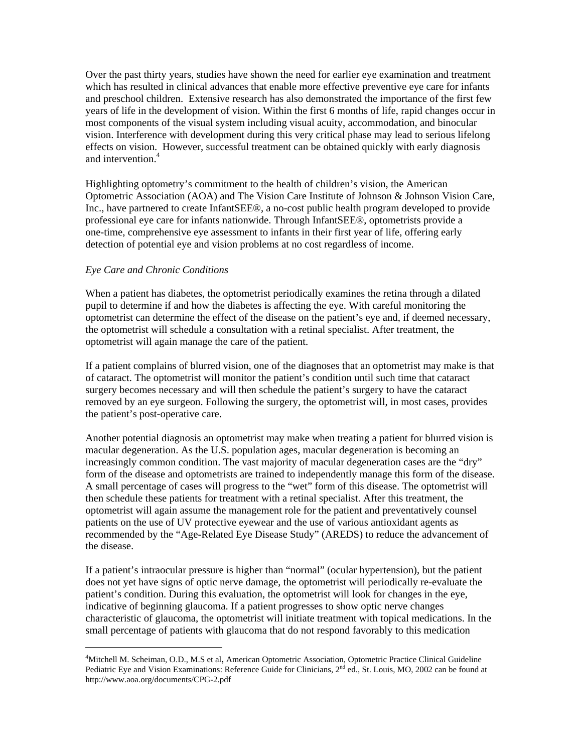Over the past thirty years, studies have shown the need for earlier eye examination and treatment which has resulted in clinical advances that enable more effective preventive eye care for infants and preschool children. Extensive research has also demonstrated the importance of the first few years of life in the development of vision. Within the first 6 months of life, rapid changes occur in most components of the visual system including visual acuity, accommodation, and binocular vision. Interference with development during this very critical phase may lead to serious lifelong effects on vision. However, successful treatment can be obtained quickly with early diagnosis and intervention.[4]

Highlighting optometry's commitment to the health of children's vision, the American Optometric Association (AOA) and The Vision Care Institute of Johnson & Johnson Vision Care, Inc., have partnered to create InfantSEE®, a no-cost public health program developed to provide professional eye care for infants nationwide. Through InfantSEE®, optometrists provide a one-time, comprehensive eye assessment to infants in their first year of life, offering early detection of potential eye and vision problems at no cost regardless of income.

*Eye Care and Chronic Conditions*

When a patient has diabetes, the optometrist periodically examines the retina through a dilated pupil to determine if and how the diabetes is affecting the eye. With careful monitoring the optometrist can determine the effect of the disease on the patient's eye and, if deemed necessary, the optometrist will schedule a consultation with a retinal specialist. After treatment, the optometrist will again manage the care of the patient.

If a patient complains of blurred vision, one of the diagnoses that an optometrist may make is that of cataract. The optometrist will monitor the patient's condition until such time that cataract surgery becomes necessary and will then schedule the patient's surgery to have the cataract removed by an eye surgeon. Following the surgery, the optometrist will, in most cases, provides the patient's post-operative care.

Another potential diagnosis an optometrist may make when treating a patient for blurred vision is macular degeneration. As the U.S. population ages, macular degeneration is becoming an increasingly common condition. The vast majority of macular degeneration cases are the "dry" form of the disease and optometrists are trained to independently manage this form of the disease. A small percentage of cases will progress to the "wet" form of this disease. The optometrist will then schedule these patients for treatment with a retinal specialist. After this treatment, the optometrist will again assume the management role for the patient and preventatively counsel patients on the use of UV protective eyewear and the use of various antioxidant agents as recommended by the "Age-Related Eye Disease Study" (AREDS) to reduce the advancement of the disease.

If a patient's intraocular pressure is higher than "normal" (ocular hypertension), but the patient does not yet have signs of optic nerve damage, the optometrist will periodically re-evaluate the patient's condition. During this evaluation, the optometrist will look for changes in the eye, indicative of beginning glaucoma. If a patient progresses to show optic nerve changes characteristic of glaucoma, the optometrist will initiate treatment with topical medications. In the small percentage of patients with glaucoma that do not respond favorably to this medication

---

[4]Mitchell M. Scheiman, O.D., M.S et al, American Optometric Association, Optometric Practice Clinical Guideline Pediatric Eye and Vision Examinations: Reference Guide for Clinicians, 2nd ed., St. Louis, MO, 2002 can be found at http://www.aoa.org/documents/CPG-2.pdf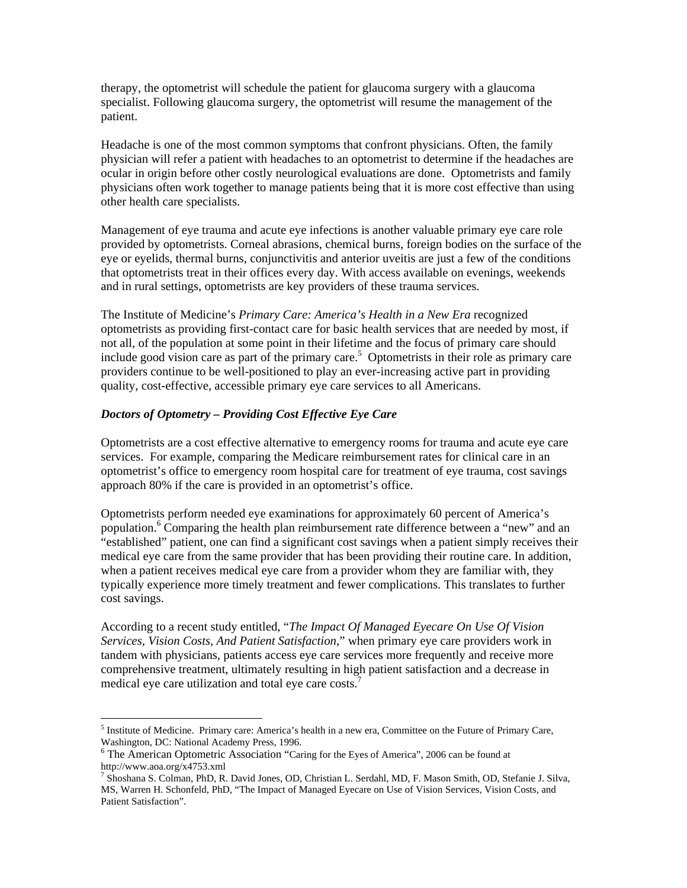therapy, the optometrist will schedule the patient for glaucoma surgery with a glaucoma specialist. Following glaucoma surgery, the optometrist will resume the management of the patient.

Headache is one of the most common symptoms that confront physicians. Often, the family physician will refer a patient with headaches to an optometrist to determine if the headaches are ocular in origin before other costly neurological evaluations are done. Optometrists and family physicians often work together to manage patients being that it is more cost effective than using other health care specialists.

Management of eye trauma and acute eye infections is another valuable primary eye care role provided by optometrists. Corneal abrasions, chemical burns, foreign bodies on the surface of the eye or eyelids, thermal burns, conjunctivitis and anterior uveitis are just a few of the conditions that optometrists treat in their offices every day. With access available on evenings, weekends and in rural settings, optometrists are key providers of these trauma services.

The Institute of Medicine's *Primary Care: America's Health in a New Era* recognized optometrists as providing first-contact care for basic health services that are needed by most, if not all, of the population at some point in their lifetime and the focus of primary care should include good vision care as part of the primary care.[5] Optometrists in their role as primary care providers continue to be well-positioned to play an ever-increasing active part in providing quality, cost-effective, accessible primary eye care services to all Americans.

### *Doctors of Optometry – Providing Cost Effective Eye Care*

Optometrists are a cost effective alternative to emergency rooms for trauma and acute eye care services. For example, comparing the Medicare reimbursement rates for clinical care in an optometrist's office to emergency room hospital care for treatment of eye trauma, cost savings approach 80% if the care is provided in an optometrist's office.

Optometrists perform needed eye examinations for approximately 60 percent of America's population.[6] Comparing the health plan reimbursement rate difference between a "new" and an "established" patient, one can find a significant cost savings when a patient simply receives their medical eye care from the same provider that has been providing their routine care. In addition, when a patient receives medical eye care from a provider whom they are familiar with, they typically experience more timely treatment and fewer complications. This translates to further cost savings.

According to a recent study entitled, "*The Impact Of Managed Eyecare On Use Of Vision Services, Vision Costs, And Patient Satisfaction*," when primary eye care providers work in tandem with physicians, patients access eye care services more frequently and receive more comprehensive treatment, ultimately resulting in high patient satisfaction and a decrease in medical eye care utilization and total eye care costs.[7]

---

[5] Institute of Medicine. Primary care: America's health in a new era, Committee on the Future of Primary Care, Washington, DC: National Academy Press, 1996.

[6] The American Optometric Association "Caring for the Eyes of America", 2006 can be found at http://www.aoa.org/x4753.xml

[7] Shoshana S. Colman, PhD, R. David Jones, OD, Christian L. Serdahl, MD, F. Mason Smith, OD, Stefanie J. Silva, MS, Warren H. Schonfeld, PhD, "The Impact of Managed Eyecare on Use of Vision Services, Vision Costs, and Patient Satisfaction".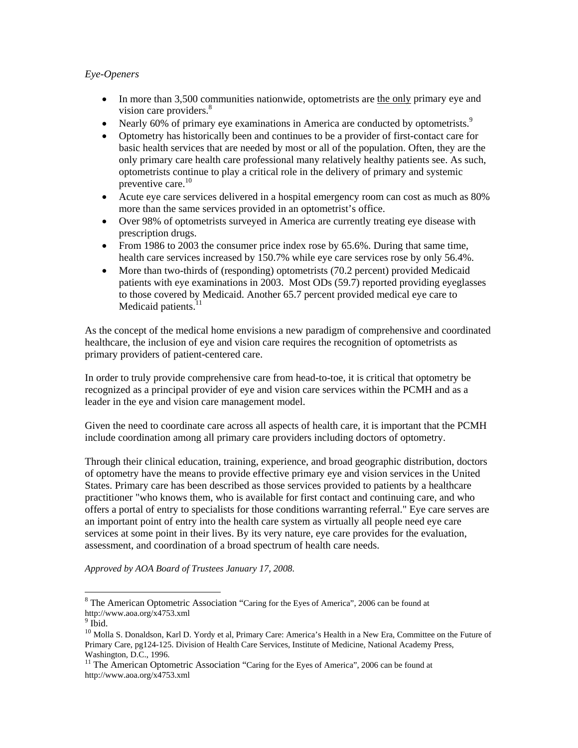*Eye-Openers*

- In more than 3,500 communities nationwide, optometrists are <u>the only</u> primary eye and vision care providers.[8]
- Nearly 60% of primary eye examinations in America are conducted by optometrists.[9]
- Optometry has historically been and continues to be a provider of first-contact care for basic health services that are needed by most or all of the population. Often, they are the only primary care health care professional many relatively healthy patients see. As such, optometrists continue to play a critical role in the delivery of primary and systemic preventive care.[10]
- Acute eye care services delivered in a hospital emergency room can cost as much as 80% more than the same services provided in an optometrist's office.
- Over 98% of optometrists surveyed in America are currently treating eye disease with prescription drugs.
- From 1986 to 2003 the consumer price index rose by 65.6%. During that same time, health care services increased by 150.7% while eye care services rose by only 56.4%.
- More than two-thirds of (responding) optometrists (70.2 percent) provided Medicaid patients with eye examinations in 2003. Most ODs (59.7) reported providing eyeglasses to those covered by Medicaid. Another 65.7 percent provided medical eye care to Medicaid patients.[11]

As the concept of the medical home envisions a new paradigm of comprehensive and coordinated healthcare, the inclusion of eye and vision care requires the recognition of optometrists as primary providers of patient-centered care.

In order to truly provide comprehensive care from head-to-toe, it is critical that optometry be recognized as a principal provider of eye and vision care services within the PCMH and as a leader in the eye and vision care management model.

Given the need to coordinate care across all aspects of health care, it is important that the PCMH include coordination among all primary care providers including doctors of optometry.

Through their clinical education, training, experience, and broad geographic distribution, doctors of optometry have the means to provide effective primary eye and vision services in the United States. Primary care has been described as those services provided to patients by a healthcare practitioner "who knows them, who is available for first contact and continuing care, and who offers a portal of entry to specialists for those conditions warranting referral." Eye care serves are an important point of entry into the health care system as virtually all people need eye care services at some point in their lives. By its very nature, eye care provides for the evaluation, assessment, and coordination of a broad spectrum of health care needs.

*Approved by AOA Board of Trustees January 17, 2008.*

---

[8] The American Optometric Association "Caring for the Eyes of America", 2006 can be found at http://www.aoa.org/x4753.xml

[9] Ibid.

[10] Molla S. Donaldson, Karl D. Yordy et al, Primary Care: America's Health in a New Era, Committee on the Future of Primary Care, pg124-125. Division of Health Care Services, Institute of Medicine, National Academy Press, Washington, D.C., 1996.

[11] The American Optometric Association "Caring for the Eyes of America", 2006 can be found at http://www.aoa.org/x4753.xml